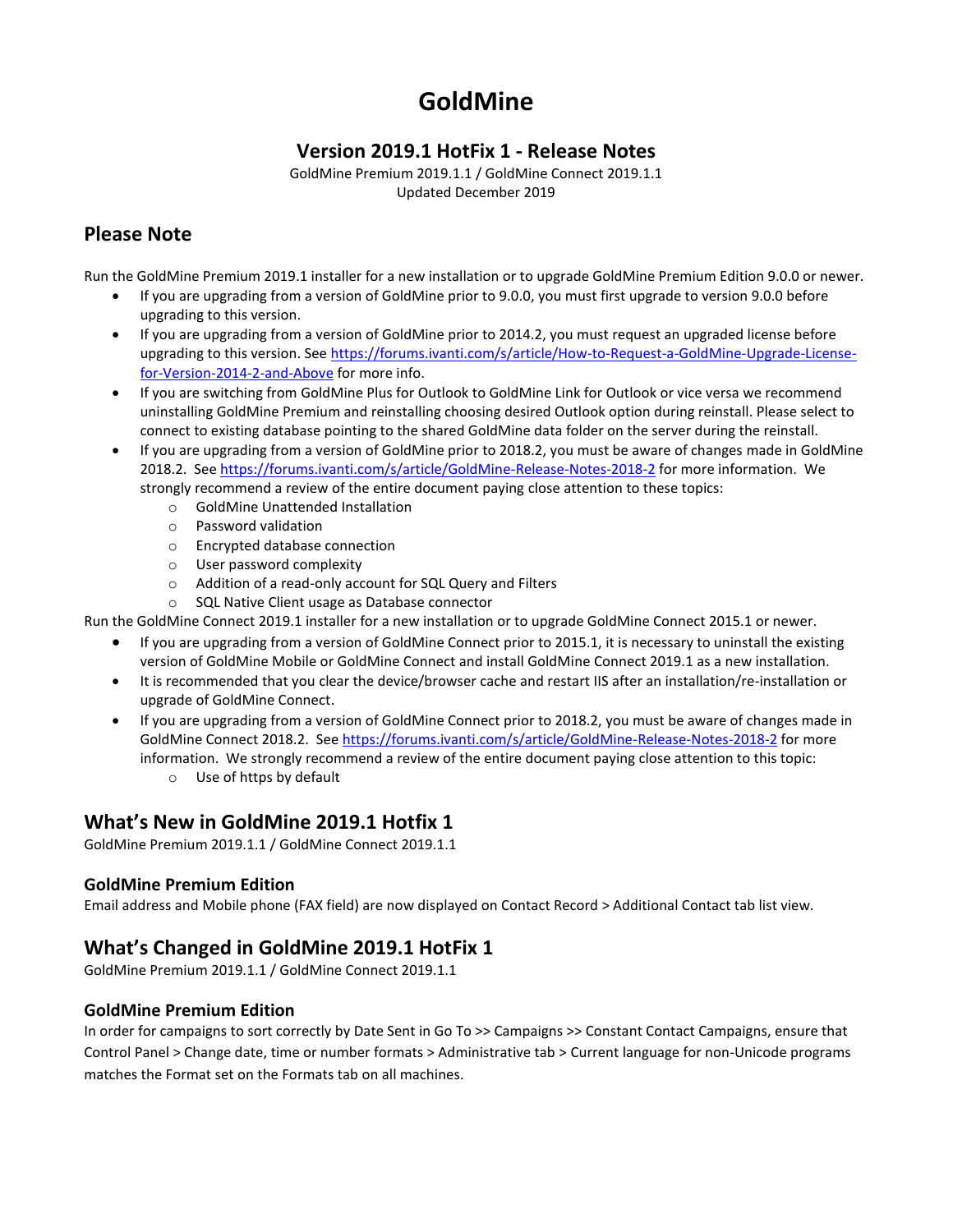# GoldMine

## Version 2019.1 HotFix 1 - Release Notes

GoldMine Premium 2019.1.1 / GoldMine Connect 2019.1.1
Updated December 2019

## Please Note

Run the GoldMine Premium 2019.1 installer for a new installation or to upgrade GoldMine Premium Edition 9.0.0 or newer.

- If you are upgrading from a version of GoldMine prior to 9.0.0, you must first upgrade to version 9.0.0 before upgrading to this version.
- If you are upgrading from a version of GoldMine prior to 2014.2, you must request an upgraded license before upgrading to this version. See [https://forums.ivanti.com/s/article/How-to-Request-a-GoldMine-Upgrade-License-for-Version-2014-2-and-Above](https://forums.ivanti.com/s/article/How-to-Request-a-GoldMine-Upgrade-License-for-Version-2014-2-and-Above) for more info.
- If you are switching from GoldMine Plus for Outlook to GoldMine Link for Outlook or vice versa we recommend uninstalling GoldMine Premium and reinstalling choosing desired Outlook option during reinstall. Please select to connect to existing database pointing to the shared GoldMine data folder on the server during the reinstall.
- If you are upgrading from a version of GoldMine prior to 2018.2, you must be aware of changes made in GoldMine 2018.2. See [https://forums.ivanti.com/s/article/GoldMine-Release-Notes-2018-2](https://forums.ivanti.com/s/article/GoldMine-Release-Notes-2018-2) for more information. We strongly recommend a review of the entire document paying close attention to these topics:
  - GoldMine Unattended Installation
  - Password validation
  - Encrypted database connection
  - User password complexity
  - Addition of a read-only account for SQL Query and Filters
  - SQL Native Client usage as Database connector

Run the GoldMine Connect 2019.1 installer for a new installation or to upgrade GoldMine Connect 2015.1 or newer.

- If you are upgrading from a version of GoldMine Connect prior to 2015.1, it is necessary to uninstall the existing version of GoldMine Mobile or GoldMine Connect and install GoldMine Connect 2019.1 as a new installation.
- It is recommended that you clear the device/browser cache and restart IIS after an installation/re-installation or upgrade of GoldMine Connect.
- If you are upgrading from a version of GoldMine Connect prior to 2018.2, you must be aware of changes made in GoldMine Connect 2018.2. See [https://forums.ivanti.com/s/article/GoldMine-Release-Notes-2018-2](https://forums.ivanti.com/s/article/GoldMine-Release-Notes-2018-2) for more information. We strongly recommend a review of the entire document paying close attention to this topic:
  - Use of https by default

## What's New in GoldMine 2019.1 Hotfix 1

GoldMine Premium 2019.1.1 / GoldMine Connect 2019.1.1

### GoldMine Premium Edition

Email address and Mobile phone (FAX field) are now displayed on Contact Record > Additional Contact tab list view.

## What's Changed in GoldMine 2019.1 HotFix 1

GoldMine Premium 2019.1.1 / GoldMine Connect 2019.1.1

### GoldMine Premium Edition

In order for campaigns to sort correctly by Date Sent in Go To >> Campaigns >> Constant Contact Campaigns, ensure that Control Panel > Change date, time or number formats > Administrative tab > Current language for non-Unicode programs matches the Format set on the Formats tab on all machines.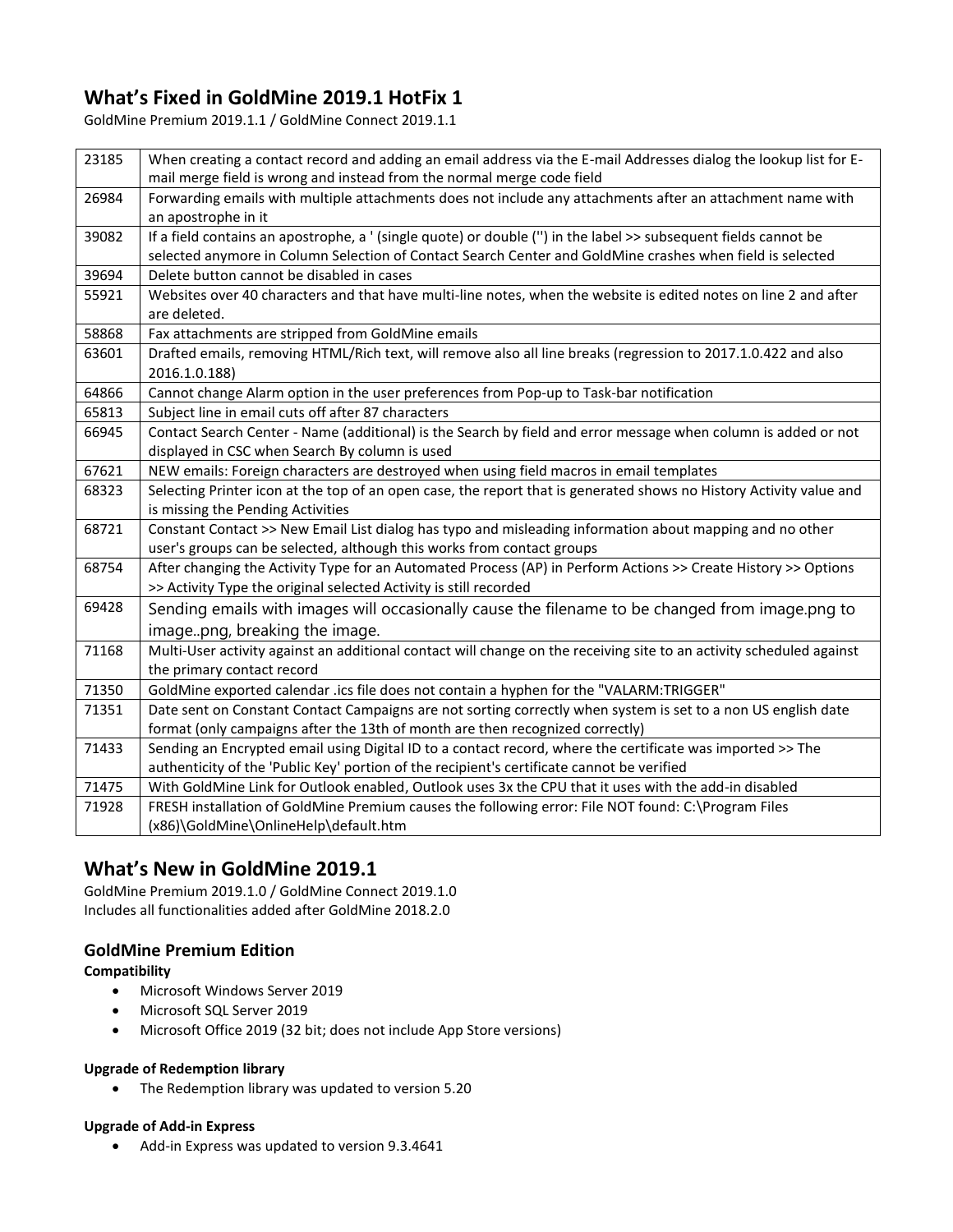## What's Fixed in GoldMine 2019.1 HotFix 1

GoldMine Premium 2019.1.1 / GoldMine Connect 2019.1.1

| | |
|---|---|
| 23185 | When creating a contact record and adding an email address via the E-mail Addresses dialog the lookup list for E-mail merge field is wrong and instead from the normal merge code field |
| 26984 | Forwarding emails with multiple attachments does not include any attachments after an attachment name with an apostrophe in it |
| 39082 | If a field contains an apostrophe, a ' (single quote) or double ('') in the label >> subsequent fields cannot be selected anymore in Column Selection of Contact Search Center and GoldMine crashes when field is selected |
| 39694 | Delete button cannot be disabled in cases |
| 55921 | Websites over 40 characters and that have multi-line notes, when the website is edited notes on line 2 and after are deleted. |
| 58868 | Fax attachments are stripped from GoldMine emails |
| 63601 | Drafted emails, removing HTML/Rich text, will remove also all line breaks (regression to 2017.1.0.422 and also 2016.1.0.188) |
| 64866 | Cannot change Alarm option in the user preferences from Pop-up to Task-bar notification |
| 65813 | Subject line in email cuts off after 87 characters |
| 66945 | Contact Search Center - Name (additional) is the Search by field and error message when column is added or not displayed in CSC when Search By column is used |
| 67621 | NEW emails: Foreign characters are destroyed when using field macros in email templates |
| 68323 | Selecting Printer icon at the top of an open case, the report that is generated shows no History Activity value and is missing the Pending Activities |
| 68721 | Constant Contact >> New Email List dialog has typo and misleading information about mapping and no other user's groups can be selected, although this works from contact groups |
| 68754 | After changing the Activity Type for an Automated Process (AP) in Perform Actions >> Create History >> Options >> Activity Type the original selected Activity is still recorded |
| 69428 | Sending emails with images will occasionally cause the filename to be changed from image.png to image..png, breaking the image. |
| 71168 | Multi-User activity against an additional contact will change on the receiving site to an activity scheduled against the primary contact record |
| 71350 | GoldMine exported calendar .ics file does not contain a hyphen for the "VALARM:TRIGGER" |
| 71351 | Date sent on Constant Contact Campaigns are not sorting correctly when system is set to a non US english date format (only campaigns after the 13th of month are then recognized correctly) |
| 71433 | Sending an Encrypted email using Digital ID to a contact record, where the certificate was imported >> The authenticity of the 'Public Key' portion of the recipient's certificate cannot be verified |
| 71475 | With GoldMine Link for Outlook enabled, Outlook uses 3x the CPU that it uses with the add-in disabled |
| 71928 | FRESH installation of GoldMine Premium causes the following error: File NOT found: C:\Program Files (x86)\GoldMine\OnlineHelp\default.htm |

## What's New in GoldMine 2019.1

GoldMine Premium 2019.1.0 / GoldMine Connect 2019.1.0
Includes all functionalities added after GoldMine 2018.2.0

### GoldMine Premium Edition

**Compatibility**

- Microsoft Windows Server 2019
- Microsoft SQL Server 2019
- Microsoft Office 2019 (32 bit; does not include App Store versions)

**Upgrade of Redemption library**

- The Redemption library was updated to version 5.20

**Upgrade of Add-in Express**

- Add-in Express was updated to version 9.3.4641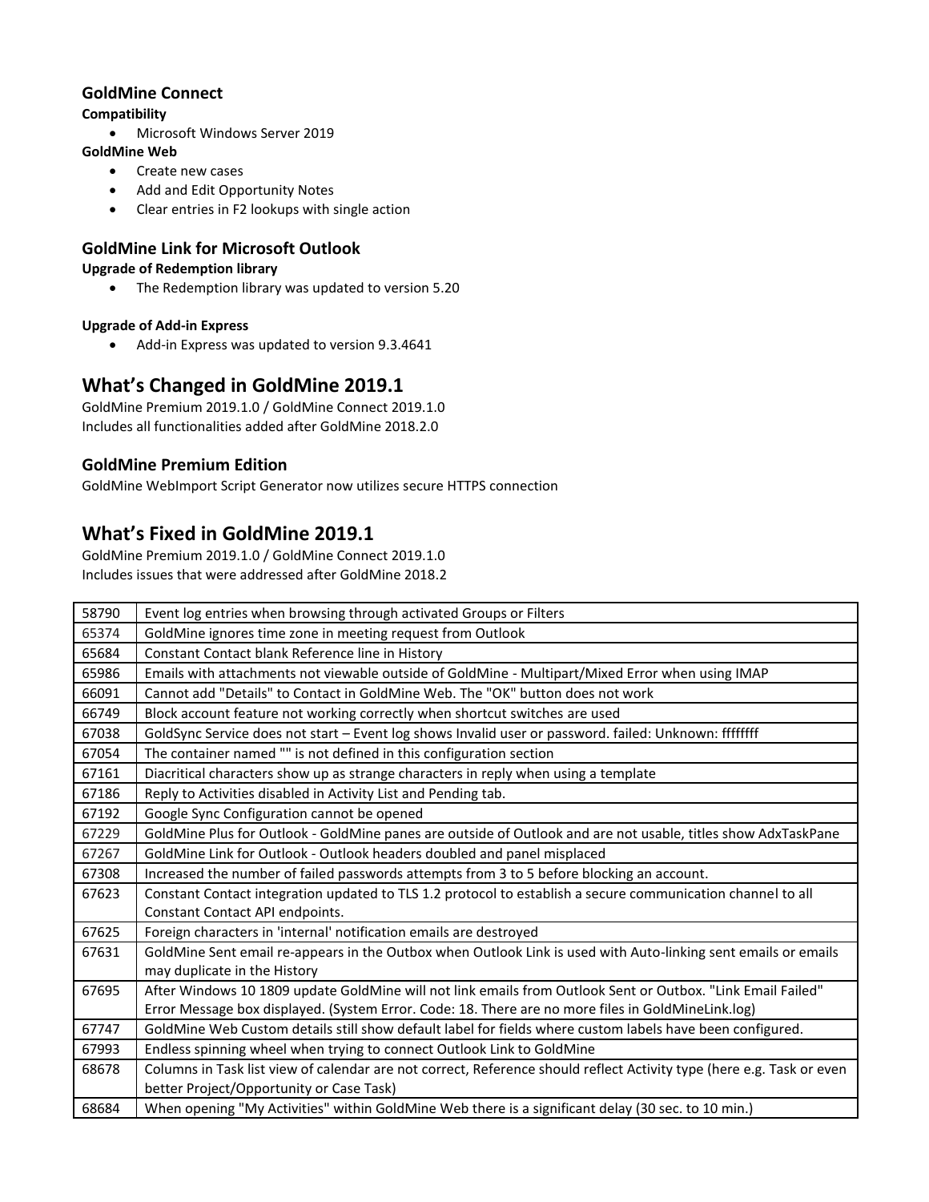### GoldMine Connect

**Compatibility**

- Microsoft Windows Server 2019

**GoldMine Web**

- Create new cases
- Add and Edit Opportunity Notes
- Clear entries in F2 lookups with single action

### GoldMine Link for Microsoft Outlook

**Upgrade of Redemption library**

- The Redemption library was updated to version 5.20

**Upgrade of Add-in Express**

- Add-in Express was updated to version 9.3.4641

## What's Changed in GoldMine 2019.1

GoldMine Premium 2019.1.0 / GoldMine Connect 2019.1.0
Includes all functionalities added after GoldMine 2018.2.0

### GoldMine Premium Edition

GoldMine WebImport Script Generator now utilizes secure HTTPS connection

## What's Fixed in GoldMine 2019.1

GoldMine Premium 2019.1.0 / GoldMine Connect 2019.1.0
Includes issues that were addressed after GoldMine 2018.2

| | |
|---|---|
| 58790 | Event log entries when browsing through activated Groups or Filters |
| 65374 | GoldMine ignores time zone in meeting request from Outlook |
| 65684 | Constant Contact blank Reference line in History |
| 65986 | Emails with attachments not viewable outside of GoldMine - Multipart/Mixed Error when using IMAP |
| 66091 | Cannot add "Details" to Contact in GoldMine Web. The "OK" button does not work |
| 66749 | Block account feature not working correctly when shortcut switches are used |
| 67038 | GoldSync Service does not start – Event log shows Invalid user or password. failed: Unknown: ffffffff |
| 67054 | The container named "" is not defined in this configuration section |
| 67161 | Diacritical characters show up as strange characters in reply when using a template |
| 67186 | Reply to Activities disabled in Activity List and Pending tab. |
| 67192 | Google Sync Configuration cannot be opened |
| 67229 | GoldMine Plus for Outlook - GoldMine panes are outside of Outlook and are not usable, titles show AdxTaskPane |
| 67267 | GoldMine Link for Outlook - Outlook headers doubled and panel misplaced |
| 67308 | Increased the number of failed passwords attempts from 3 to 5 before blocking an account. |
| 67623 | Constant Contact integration updated to TLS 1.2 protocol to establish a secure communication channel to all Constant Contact API endpoints. |
| 67625 | Foreign characters in 'internal' notification emails are destroyed |
| 67631 | GoldMine Sent email re-appears in the Outbox when Outlook Link is used with Auto-linking sent emails or emails may duplicate in the History |
| 67695 | After Windows 10 1809 update GoldMine will not link emails from Outlook Sent or Outbox. "Link Email Failed" Error Message box displayed. (System Error. Code: 18. There are no more files in GoldMineLink.log) |
| 67747 | GoldMine Web Custom details still show default label for fields where custom labels have been configured. |
| 67993 | Endless spinning wheel when trying to connect Outlook Link to GoldMine |
| 68678 | Columns in Task list view of calendar are not correct, Reference should reflect Activity type (here e.g. Task or even better Project/Opportunity or Case Task) |
| 68684 | When opening "My Activities" within GoldMine Web there is a significant delay (30 sec. to 10 min.) |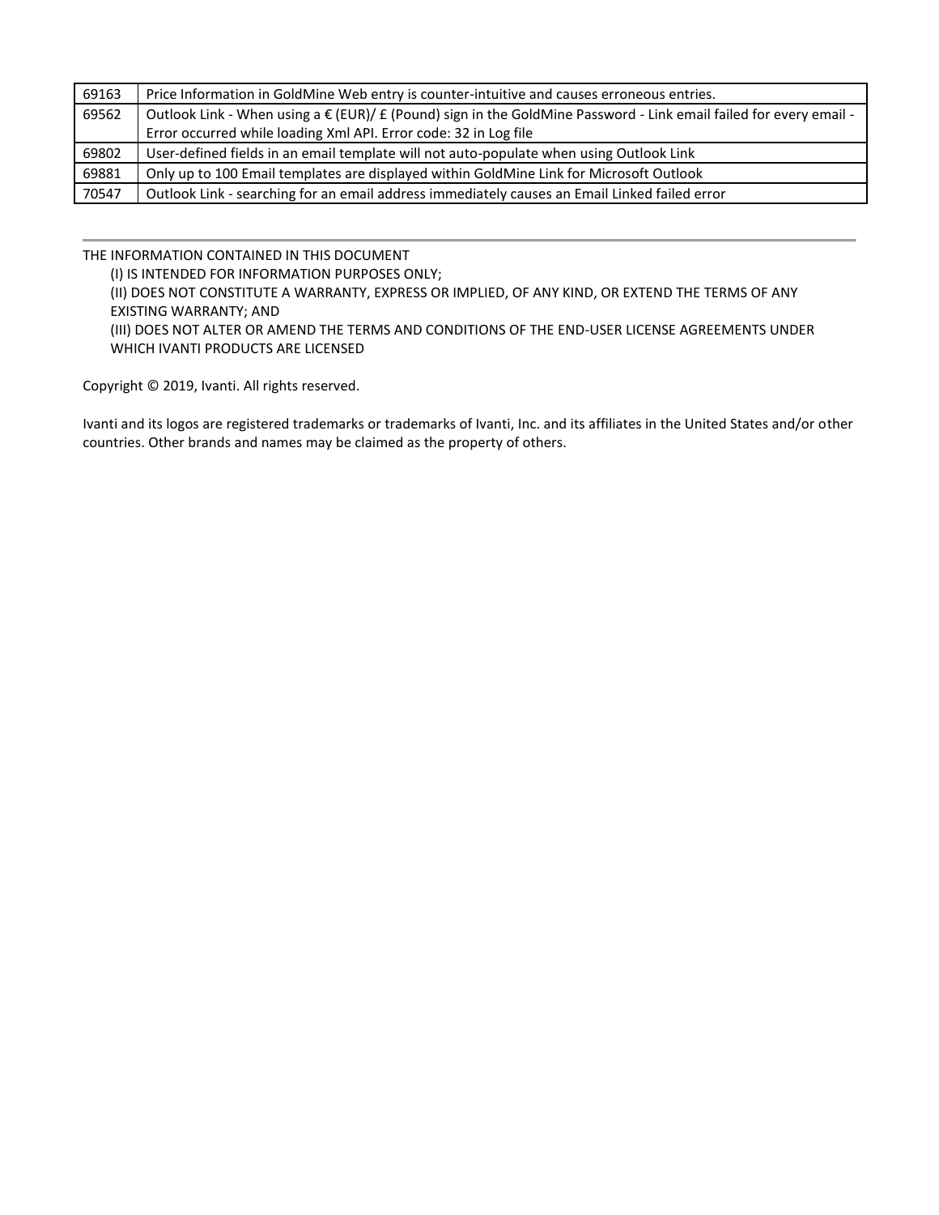| | |
|---|---|
| 69163 | Price Information in GoldMine Web entry is counter-intuitive and causes erroneous entries. |
| 69562 | Outlook Link - When using a € (EUR)/ £ (Pound) sign in the GoldMine Password - Link email failed for every email - Error occurred while loading Xml API. Error code: 32 in Log file |
| 69802 | User-defined fields in an email template will not auto-populate when using Outlook Link |
| 69881 | Only up to 100 Email templates are displayed within GoldMine Link for Microsoft Outlook |
| 70547 | Outlook Link - searching for an email address immediately causes an Email Linked failed error |

---

THE INFORMATION CONTAINED IN THIS DOCUMENT

(I) IS INTENDED FOR INFORMATION PURPOSES ONLY;

(II) DOES NOT CONSTITUTE A WARRANTY, EXPRESS OR IMPLIED, OF ANY KIND, OR EXTEND THE TERMS OF ANY EXISTING WARRANTY; AND

(III) DOES NOT ALTER OR AMEND THE TERMS AND CONDITIONS OF THE END-USER LICENSE AGREEMENTS UNDER WHICH IVANTI PRODUCTS ARE LICENSED

Copyright © 2019, Ivanti. All rights reserved.

Ivanti and its logos are registered trademarks or trademarks of Ivanti, Inc. and its affiliates in the United States and/or other countries. Other brands and names may be claimed as the property of others.